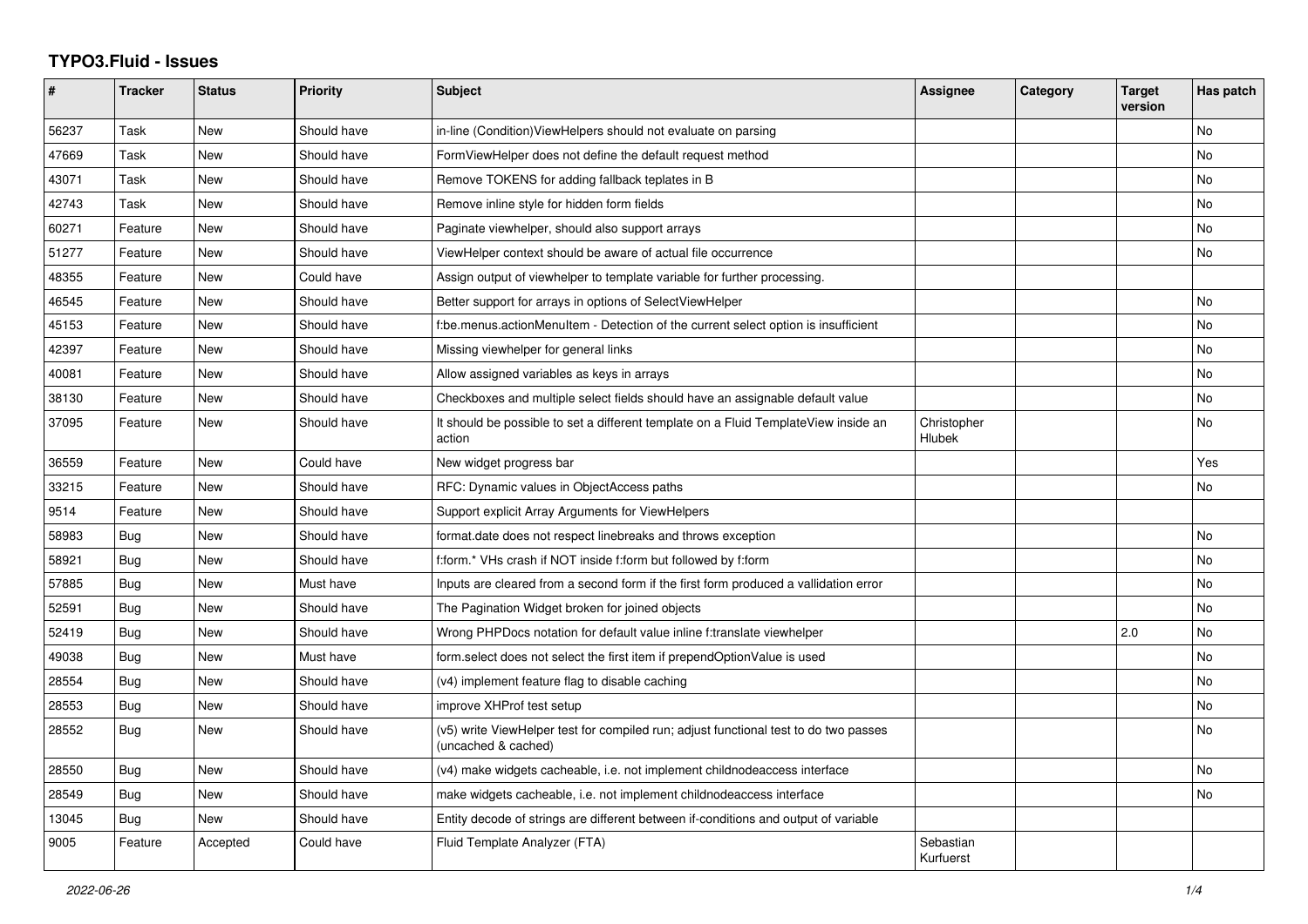# TYPO3.Fluid - Issues

| # | Tracker | Status | Priority | Subject | Assignee | Category | Target version | Has patch |
|---|---|---|---|---|---|---|---|---|
| 56237 | Task | New | Should have | in-line (Condition)ViewHelpers should not evaluate on parsing | | | | No |
| 47669 | Task | New | Should have | FormViewHelper does not define the default request method | | | | No |
| 43071 | Task | New | Should have | Remove TOKENS for adding fallback teplates in B | | | | No |
| 42743 | Task | New | Should have | Remove inline style for hidden form fields | | | | No |
| 60271 | Feature | New | Should have | Paginate viewhelper, should also support arrays | | | | No |
| 51277 | Feature | New | Should have | ViewHelper context should be aware of actual file occurrence | | | | No |
| 48355 | Feature | New | Could have | Assign output of viewhelper to template variable for further processing. | | | | |
| 46545 | Feature | New | Should have | Better support for arrays in options of SelectViewHelper | | | | No |
| 45153 | Feature | New | Should have | f:be.menus.actionMenuItem - Detection of the current select option is insufficient | | | | No |
| 42397 | Feature | New | Should have | Missing viewhelper for general links | | | | No |
| 40081 | Feature | New | Should have | Allow assigned variables as keys in arrays | | | | No |
| 38130 | Feature | New | Should have | Checkboxes and multiple select fields should have an assignable default value | | | | No |
| 37095 | Feature | New | Should have | It should be possible to set a different template on a Fluid TemplateView inside an action | Christopher Hlubek | | | No |
| 36559 | Feature | New | Could have | New widget progress bar | | | | Yes |
| 33215 | Feature | New | Should have | RFC: Dynamic values in ObjectAccess paths | | | | No |
| 9514 | Feature | New | Should have | Support explicit Array Arguments for ViewHelpers | | | | |
| 58983 | Bug | New | Should have | format.date does not respect linebreaks and throws exception | | | | No |
| 58921 | Bug | New | Should have | f:form.* VHs crash if NOT inside f:form but followed by f:form | | | | No |
| 57885 | Bug | New | Must have | Inputs are cleared from a second form if the first form produced a vallidation error | | | | No |
| 52591 | Bug | New | Should have | The Pagination Widget broken for joined objects | | | | No |
| 52419 | Bug | New | Should have | Wrong PHPDocs notation for default value inline f:translate viewhelper | | | 2.0 | No |
| 49038 | Bug | New | Must have | form.select does not select the first item if prependOptionValue is used | | | | No |
| 28554 | Bug | New | Should have | (v4) implement feature flag to disable caching | | | | No |
| 28553 | Bug | New | Should have | improve XHProf test setup | | | | No |
| 28552 | Bug | New | Should have | (v5) write ViewHelper test for compiled run; adjust functional test to do two passes (uncached & cached) | | | | No |
| 28550 | Bug | New | Should have | (v4) make widgets cacheable, i.e. not implement childnodeaccess interface | | | | No |
| 28549 | Bug | New | Should have | make widgets cacheable, i.e. not implement childnodeaccess interface | | | | No |
| 13045 | Bug | New | Should have | Entity decode of strings are different between if-conditions and output of variable | | | | |
| 9005 | Feature | Accepted | Could have | Fluid Template Analyzer (FTA) | Sebastian Kurfuerst | | | |

*2022-06-26*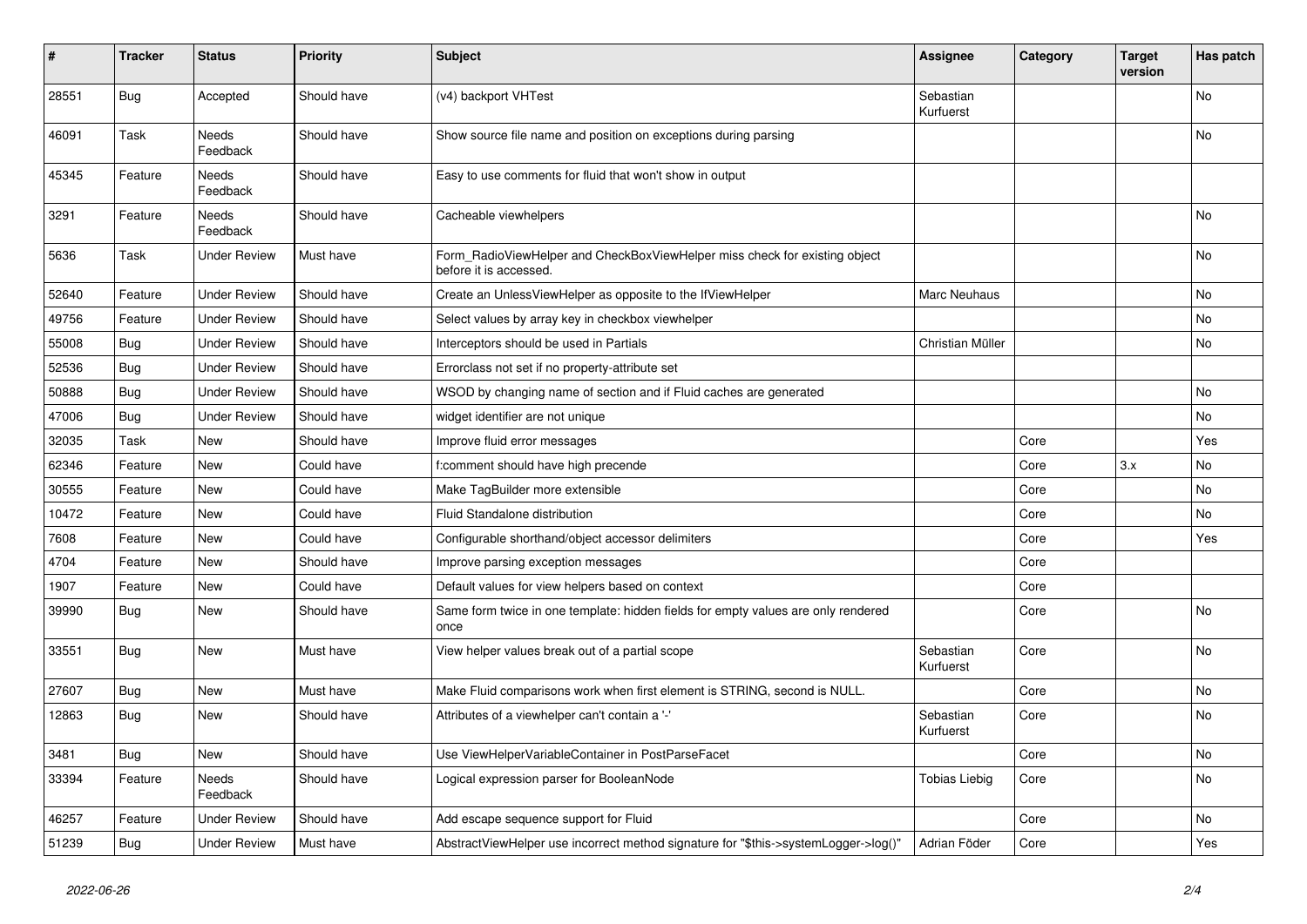| # | Tracker | Status | Priority | Subject | Assignee | Category | Target version | Has patch |
|---|---|---|---|---|---|---|---|---|
| 28551 | Bug | Accepted | Should have | (v4) backport VHTest | Sebastian Kurfuerst | | | No |
| 46091 | Task | Needs Feedback | Should have | Show source file name and position on exceptions during parsing | | | | No |
| 45345 | Feature | Needs Feedback | Should have | Easy to use comments for fluid that won't show in output | | | | |
| 3291 | Feature | Needs Feedback | Should have | Cacheable viewhelpers | | | | No |
| 5636 | Task | Under Review | Must have | Form_RadioViewHelper and CheckBoxViewHelper miss check for existing object before it is accessed. | | | | No |
| 52640 | Feature | Under Review | Should have | Create an UnlessViewHelper as opposite to the IfViewHelper | Marc Neuhaus | | | No |
| 49756 | Feature | Under Review | Should have | Select values by array key in checkbox viewhelper | | | | No |
| 55008 | Bug | Under Review | Should have | Interceptors should be used in Partials | Christian Müller | | | No |
| 52536 | Bug | Under Review | Should have | Errorclass not set if no property-attribute set | | | | |
| 50888 | Bug | Under Review | Should have | WSOD by changing name of section and if Fluid caches are generated | | | | No |
| 47006 | Bug | Under Review | Should have | widget identifier are not unique | | | | No |
| 32035 | Task | New | Should have | Improve fluid error messages | | Core | | Yes |
| 62346 | Feature | New | Could have | f:comment should have high precende | | Core | 3.x | No |
| 30555 | Feature | New | Could have | Make TagBuilder more extensible | | Core | | No |
| 10472 | Feature | New | Could have | Fluid Standalone distribution | | Core | | No |
| 7608 | Feature | New | Could have | Configurable shorthand/object accessor delimiters | | Core | | Yes |
| 4704 | Feature | New | Should have | Improve parsing exception messages | | Core | | |
| 1907 | Feature | New | Could have | Default values for view helpers based on context | | Core | | |
| 39990 | Bug | New | Should have | Same form twice in one template: hidden fields for empty values are only rendered once | | Core | | No |
| 33551 | Bug | New | Must have | View helper values break out of a partial scope | Sebastian Kurfuerst | Core | | No |
| 27607 | Bug | New | Must have | Make Fluid comparisons work when first element is STRING, second is NULL. | | Core | | No |
| 12863 | Bug | New | Should have | Attributes of a viewhelper can't contain a '-' | Sebastian Kurfuerst | Core | | No |
| 3481 | Bug | New | Should have | Use ViewHelperVariableContainer in PostParseFacet | | Core | | No |
| 33394 | Feature | Needs Feedback | Should have | Logical expression parser for BooleanNode | Tobias Liebig | Core | | No |
| 46257 | Feature | Under Review | Should have | Add escape sequence support for Fluid | | Core | | No |
| 51239 | Bug | Under Review | Must have | AbstractViewHelper use incorrect method signature for "$this->systemLogger->log()" | Adrian Föder | Core | | Yes |

*2022-06-26*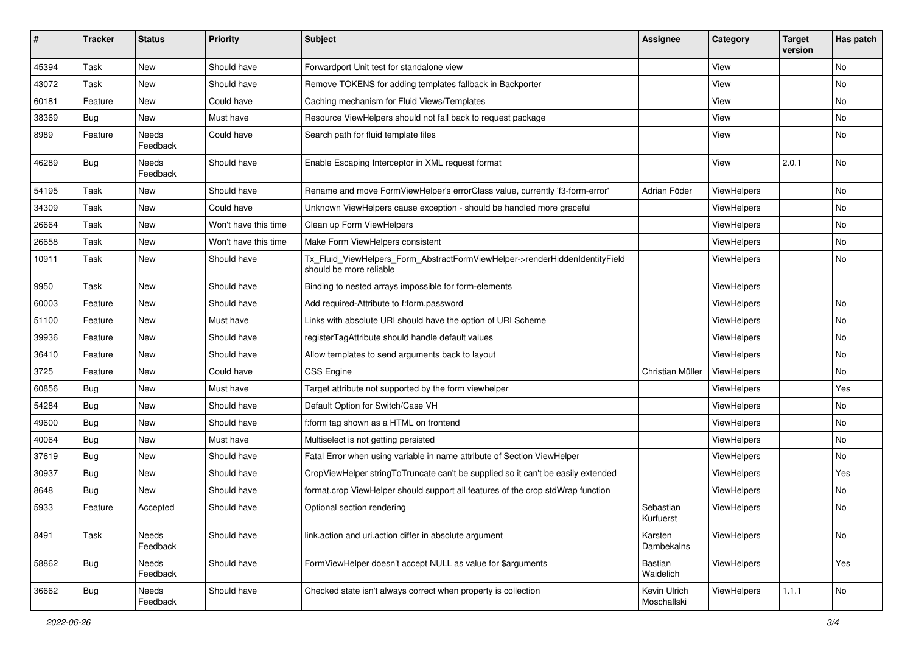| # | Tracker | Status | Priority | Subject | Assignee | Category | Target version | Has patch |
|---|---|---|---|---|---|---|---|---|
| 45394 | Task | New | Should have | Forwardport Unit test for standalone view | | View | | No |
| 43072 | Task | New | Should have | Remove TOKENS for adding templates fallback in Backporter | | View | | No |
| 60181 | Feature | New | Could have | Caching mechanism for Fluid Views/Templates | | View | | No |
| 38369 | Bug | New | Must have | Resource ViewHelpers should not fall back to request package | | View | | No |
| 8989 | Feature | Needs Feedback | Could have | Search path for fluid template files | | View | | No |
| 46289 | Bug | Needs Feedback | Should have | Enable Escaping Interceptor in XML request format | | View | 2.0.1 | No |
| 54195 | Task | New | Should have | Rename and move FormViewHelper's errorClass value, currently 'f3-form-error' | Adrian Föder | ViewHelpers | | No |
| 34309 | Task | New | Could have | Unknown ViewHelpers cause exception - should be handled more graceful | | ViewHelpers | | No |
| 26664 | Task | New | Won't have this time | Clean up Form ViewHelpers | | ViewHelpers | | No |
| 26658 | Task | New | Won't have this time | Make Form ViewHelpers consistent | | ViewHelpers | | No |
| 10911 | Task | New | Should have | Tx_Fluid_ViewHelpers_Form_AbstractFormViewHelper->renderHiddenIdentityField should be more reliable | | ViewHelpers | | No |
| 9950 | Task | New | Should have | Binding to nested arrays impossible for form-elements | | ViewHelpers | | |
| 60003 | Feature | New | Should have | Add required-Attribute to f:form.password | | ViewHelpers | | No |
| 51100 | Feature | New | Must have | Links with absolute URI should have the option of URI Scheme | | ViewHelpers | | No |
| 39936 | Feature | New | Should have | registerTagAttribute should handle default values | | ViewHelpers | | No |
| 36410 | Feature | New | Should have | Allow templates to send arguments back to layout | | ViewHelpers | | No |
| 3725 | Feature | New | Could have | CSS Engine | Christian Müller | ViewHelpers | | No |
| 60856 | Bug | New | Must have | Target attribute not supported by the form viewhelper | | ViewHelpers | | Yes |
| 54284 | Bug | New | Should have | Default Option for Switch/Case VH | | ViewHelpers | | No |
| 49600 | Bug | New | Should have | f:form tag shown as a HTML on frontend | | ViewHelpers | | No |
| 40064 | Bug | New | Must have | Multiselect is not getting persisted | | ViewHelpers | | No |
| 37619 | Bug | New | Should have | Fatal Error when using variable in name attribute of Section ViewHelper | | ViewHelpers | | No |
| 30937 | Bug | New | Should have | CropViewHelper stringToTruncate can't be supplied so it can't be easily extended | | ViewHelpers | | Yes |
| 8648 | Bug | New | Should have | format.crop ViewHelper should support all features of the crop stdWrap function | | ViewHelpers | | No |
| 5933 | Feature | Accepted | Should have | Optional section rendering | Sebastian Kurfuerst | ViewHelpers | | No |
| 8491 | Task | Needs Feedback | Should have | link.action and uri.action differ in absolute argument | Karsten Dambekalns | ViewHelpers | | No |
| 58862 | Bug | Needs Feedback | Should have | FormViewHelper doesn't accept NULL as value for $arguments | Bastian Waidelich | ViewHelpers | | Yes |
| 36662 | Bug | Needs Feedback | Should have | Checked state isn't always correct when property is collection | Kevin Ulrich Moschallski | ViewHelpers | 1.1.1 | No |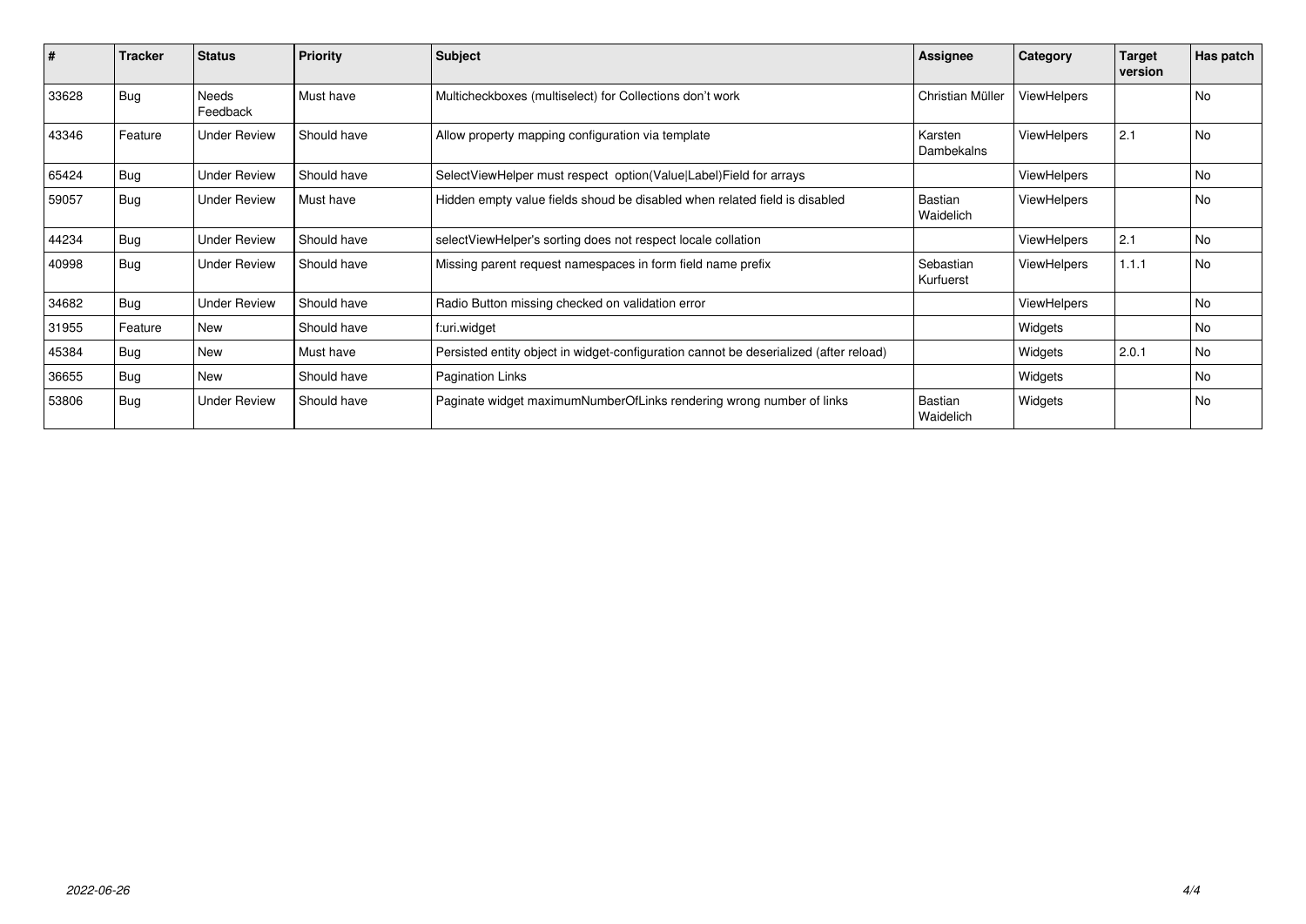| # | Tracker | Status | Priority | Subject | Assignee | Category | Target version | Has patch |
|---|---|---|---|---|---|---|---|---|
| 33628 | Bug | Needs Feedback | Must have | Multicheckboxes (multiselect) for Collections don't work | Christian Müller | ViewHelpers | | No |
| 43346 | Feature | Under Review | Should have | Allow property mapping configuration via template | Karsten Dambekalns | ViewHelpers | 2.1 | No |
| 65424 | Bug | Under Review | Should have | SelectViewHelper must respect option(Value\|Label)Field for arrays | | ViewHelpers | | No |
| 59057 | Bug | Under Review | Must have | Hidden empty value fields shoud be disabled when related field is disabled | Bastian Waidelich | ViewHelpers | | No |
| 44234 | Bug | Under Review | Should have | selectViewHelper's sorting does not respect locale collation | | ViewHelpers | 2.1 | No |
| 40998 | Bug | Under Review | Should have | Missing parent request namespaces in form field name prefix | Sebastian Kurfuerst | ViewHelpers | 1.1.1 | No |
| 34682 | Bug | Under Review | Should have | Radio Button missing checked on validation error | | ViewHelpers | | No |
| 31955 | Feature | New | Should have | f:uri.widget | | Widgets | | No |
| 45384 | Bug | New | Must have | Persisted entity object in widget-configuration cannot be deserialized (after reload) | | Widgets | 2.0.1 | No |
| 36655 | Bug | New | Should have | Pagination Links | | Widgets | | No |
| 53806 | Bug | Under Review | Should have | Paginate widget maximumNumberOfLinks rendering wrong number of links | Bastian Waidelich | Widgets | | No |

2022-06-26